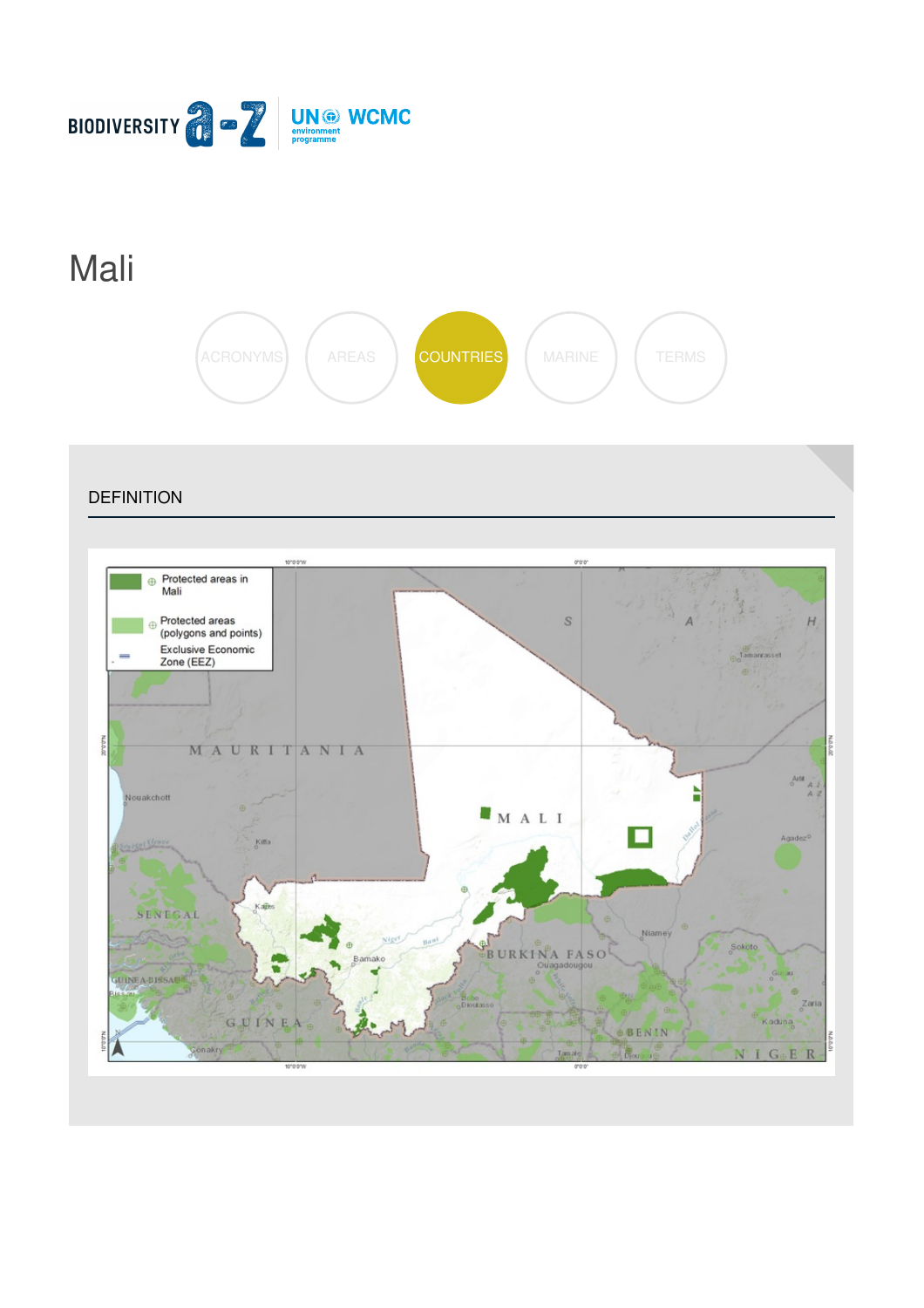BIODIVERSITY a-z UN environment programme WCMC

# Mali

ACRONYMS AREAS COUNTRIES MARINE TERMS

## DEFINITION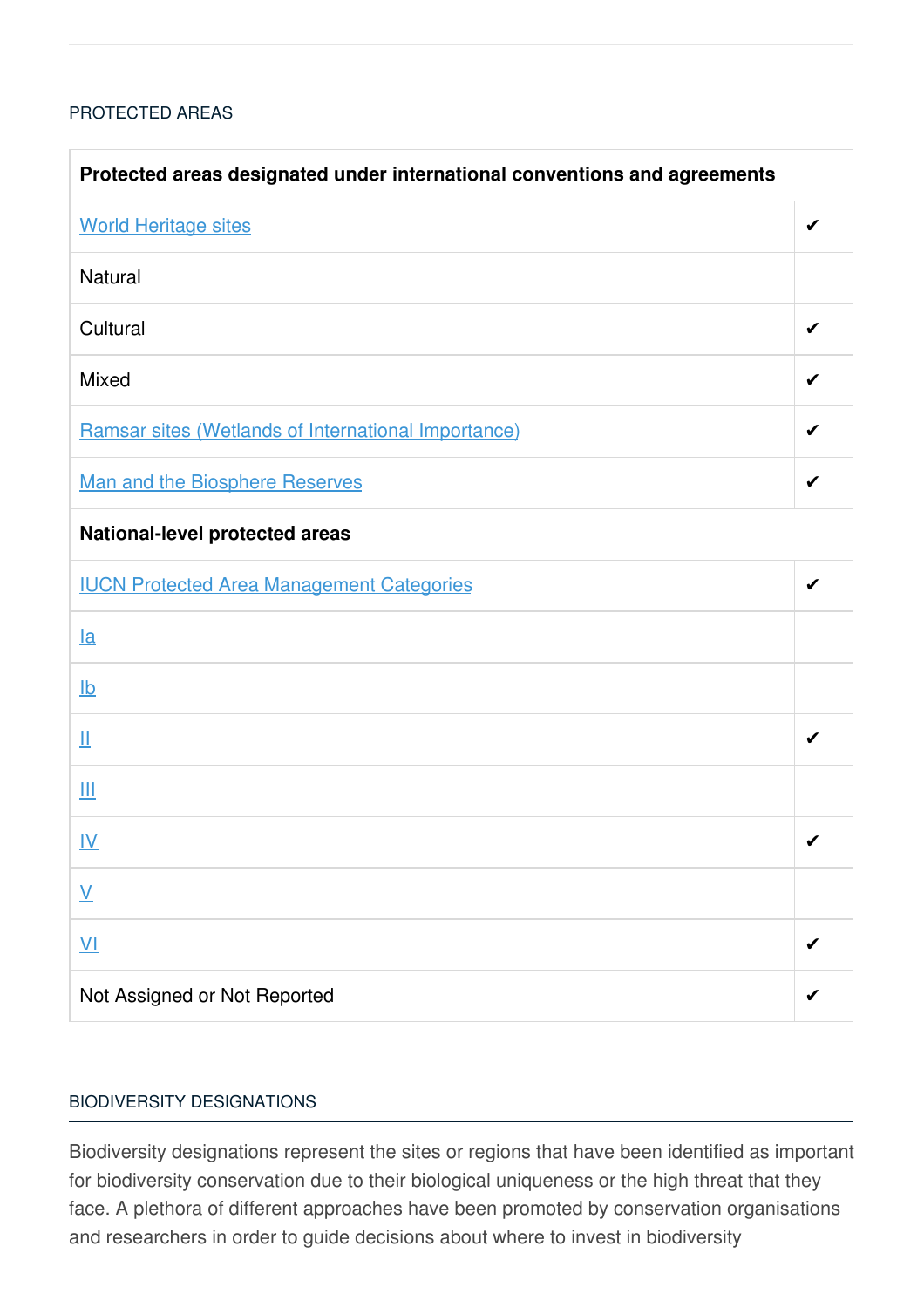## PROTECTED AREAS

| Protected areas designated under international conventions and agreements | |
|---|---|
| World Heritage sites | ✔ |
| Natural | |
| Cultural | ✔ |
| Mixed | ✔ |
| Ramsar sites (Wetlands of International Importance) | ✔ |
| Man and the Biosphere Reserves | ✔ |
| **National-level protected areas** | |
| IUCN Protected Area Management Categories | ✔ |
| Ia | |
| Ib | |
| II | ✔ |
| III | |
| IV | ✔ |
| V | |
| VI | ✔ |
| Not Assigned or Not Reported | ✔ |

## BIODIVERSITY DESIGNATIONS

Biodiversity designations represent the sites or regions that have been identified as important for biodiversity conservation due to their biological uniqueness or the high threat that they face. A plethora of different approaches have been promoted by conservation organisations and researchers in order to guide decisions about where to invest in biodiversity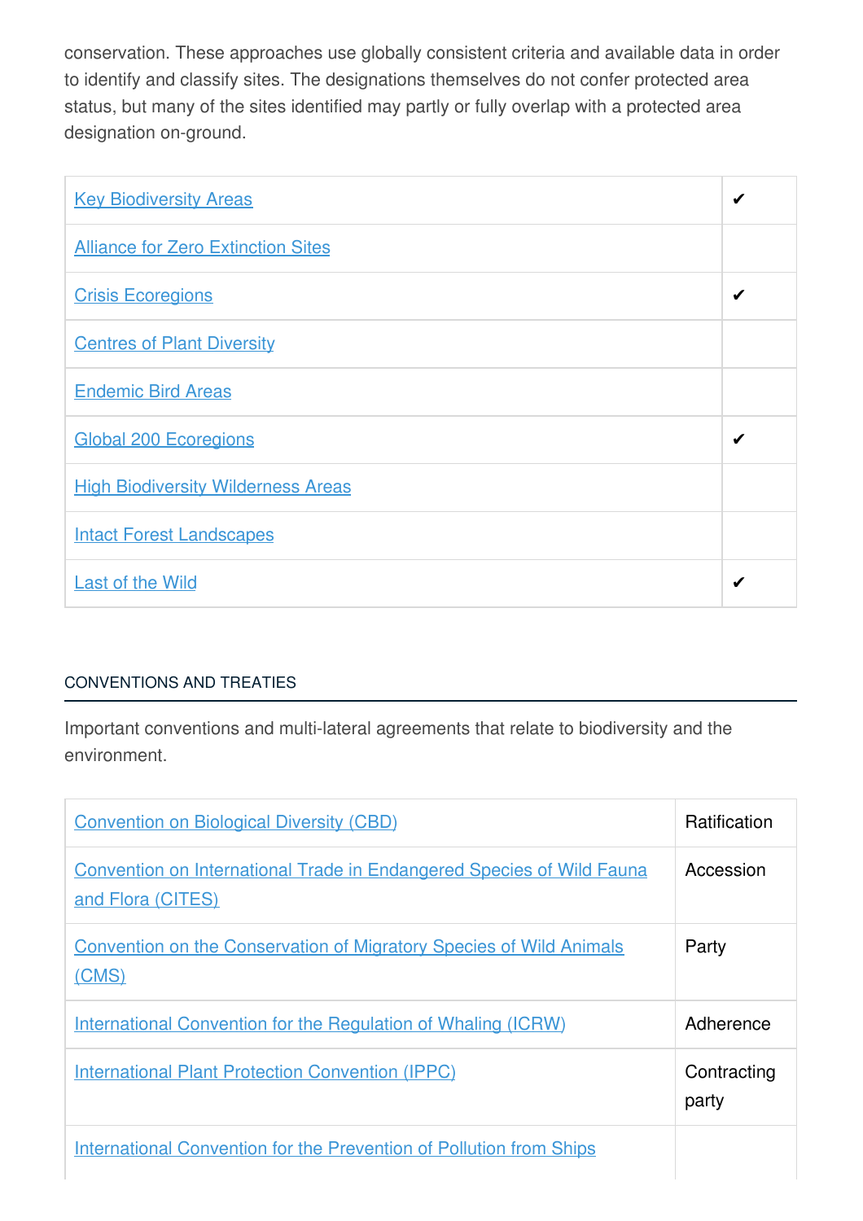conservation. These approaches use globally consistent criteria and available data in order to identify and classify sites. The designations themselves do not confer protected area status, but many of the sites identified may partly or fully overlap with a protected area designation on-ground.

| | |
|---|---|
| Key Biodiversity Areas | ✔ |
| Alliance for Zero Extinction Sites | |
| Crisis Ecoregions | ✔ |
| Centres of Plant Diversity | |
| Endemic Bird Areas | |
| Global 200 Ecoregions | ✔ |
| High Biodiversity Wilderness Areas | |
| Intact Forest Landscapes | |
| Last of the Wild | ✔ |

## CONVENTIONS AND TREATIES

Important conventions and multi-lateral agreements that relate to biodiversity and the environment.

| | |
|---|---|
| Convention on Biological Diversity (CBD) | Ratification |
| Convention on International Trade in Endangered Species of Wild Fauna and Flora (CITES) | Accession |
| Convention on the Conservation of Migratory Species of Wild Animals (CMS) | Party |
| International Convention for the Regulation of Whaling (ICRW) | Adherence |
| International Plant Protection Convention (IPPC) | Contracting party |
| International Convention for the Prevention of Pollution from Ships | |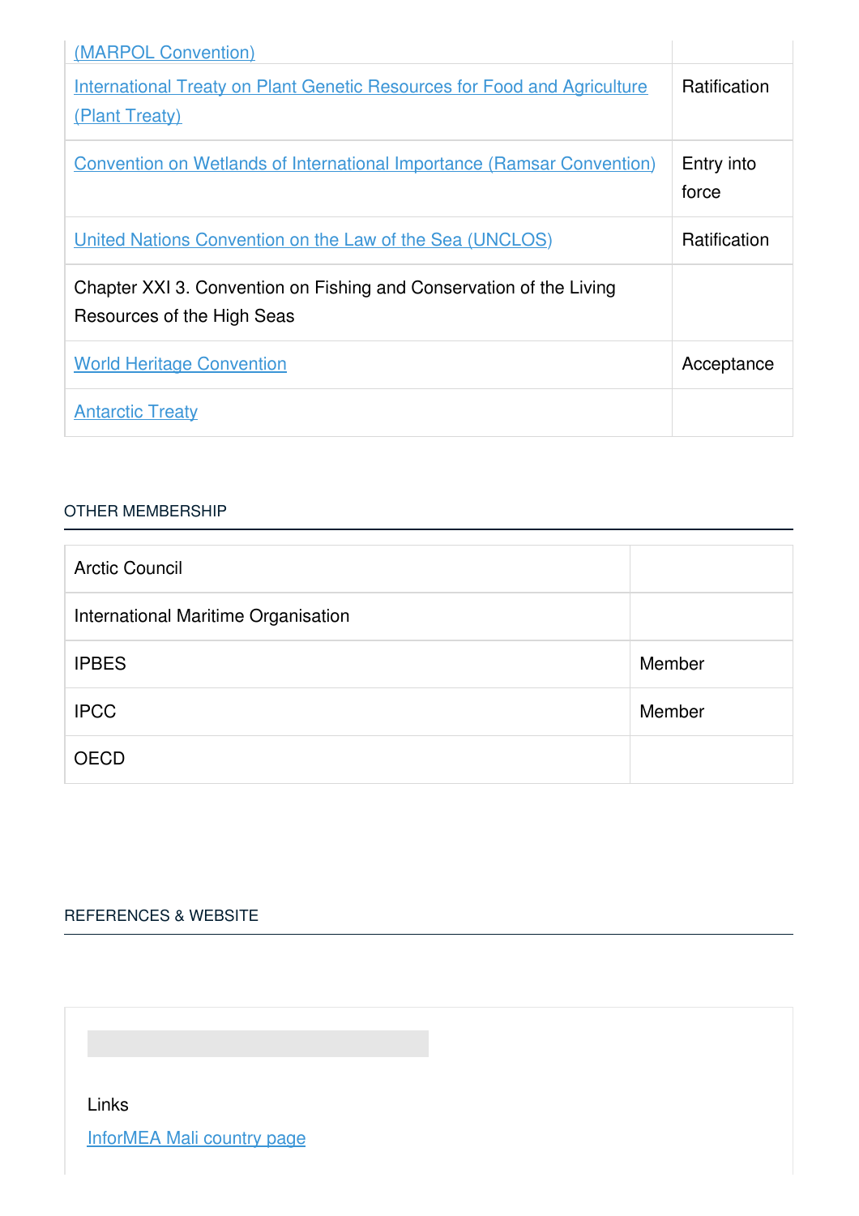| | |
|---|---|
| (MARPOL Convention) | |
| International Treaty on Plant Genetic Resources for Food and Agriculture (Plant Treaty) | Ratification |
| Convention on Wetlands of International Importance (Ramsar Convention) | Entry into force |
| United Nations Convention on the Law of the Sea (UNCLOS) | Ratification |
| Chapter XXI 3. Convention on Fishing and Conservation of the Living Resources of the High Seas | |
| World Heritage Convention | Acceptance |
| Antarctic Treaty | |

## OTHER MEMBERSHIP

| | |
|---|---|
| Arctic Council | |
| International Maritime Organisation | |
| IPBES | Member |
| IPCC | Member |
| OECD | |

## REFERENCES & WEBSITE

Links

InforMEA Mali country page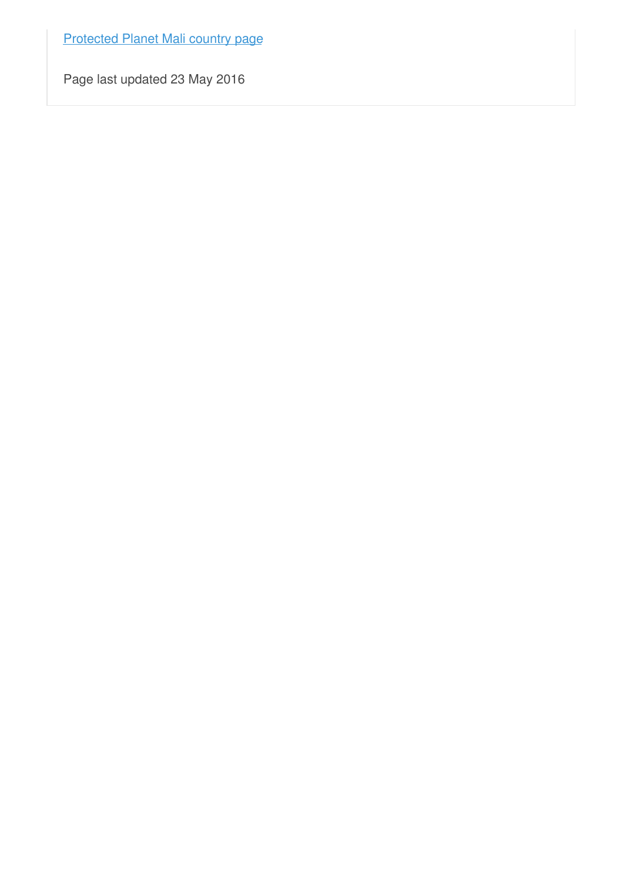[Protected Planet Mali country page]

Page last updated 23 May 2016